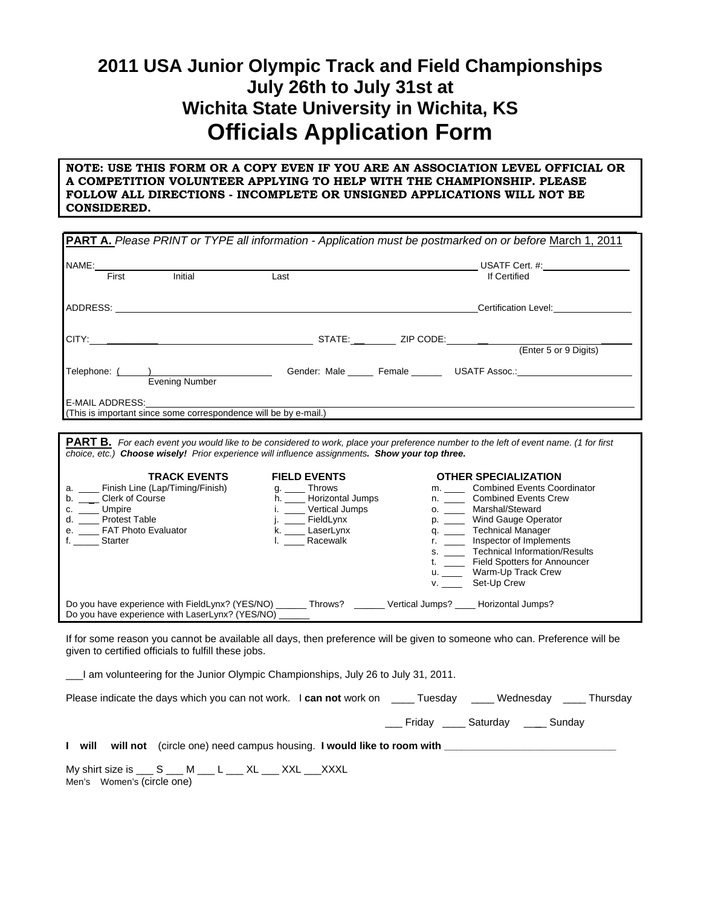# 2011 USA Junior Olympic Track and Field Championships
# July 26th to July 31st at
# Wichita State University in Wichita, KS
# Officials Application Form

**NOTE: USE THIS FORM OR A COPY EVEN IF YOU ARE AN ASSOCIATION LEVEL OFFICIAL OR A COMPETITION VOLUNTEER APPLYING TO HELP WITH THE CHAMPIONSHIP. PLEASE FOLLOW ALL DIRECTIONS - INCOMPLETE OR UNSIGNED APPLICATIONS WILL NOT BE CONSIDERED.**

**PART A.** *Please PRINT or TYPE all information - Application must be postmarked on or before* March 1, 2011

NAME: ____________________________________________ USATF Cert. #: ______________
First   Initial   Last   If Certified

ADDRESS: ____________________________________________ Certification Level: ______________

CITY: ______________________ STATE: ______ ZIP CODE: ______________
(Enter 5 or 9 Digits)

Telephone: (     ) ______________________ Gender: Male _____ Female ______ USATF Assoc.: ______________
Evening Number

E-MAIL ADDRESS: ____________________________________________
(This is important since some correspondence will be by e-mail.)

**PART B.** *For each event you would like to be considered to work, place your preference number to the left of event name. (1 for first choice, etc.)* ***Choose wisely!*** *Prior experience will influence assignments.* ***Show your top three.***

**TRACK EVENTS**
- a. ____ Finish Line (Lap/Timing/Finish)
- b. ____ Clerk of Course
- c. ____ Umpire
- d. ____ Protest Table
- e. ____ FAT Photo Evaluator
- f. _____ Starter

**FIELD EVENTS**
- g. ____ Throws
- h. ____ Horizontal Jumps
- i. ____ Vertical Jumps
- j. ____ FieldLynx
- k. ____ LaserLynx
- l. ____ Racewalk

**OTHER SPECIALIZATION**
- m. ____ Combined Events Coordinator
- n. ____ Combined Events Crew
- o. ____ Marshal/Steward
- p. ____ Wind Gauge Operator
- q. ____ Technical Manager
- r. ____ Inspector of Implements
- s. ____ Technical Information/Results
- t. ____ Field Spotters for Announcer
- u. ____ Warm-Up Track Crew
- v. ____ Set-Up Crew

Do you have experience with FieldLynx? (YES/NO) ______ Throws? ______ Vertical Jumps? ____ Horizontal Jumps?
Do you have experience with LaserLynx? (YES/NO) ______

If for some reason you cannot be available all days, then preference will be given to someone who can. Preference will be given to certified officials to fulfill these jobs.

___I am volunteering for the Junior Olympic Championships, July 26 to July 31, 2011.

Please indicate the days which you can not work. I **can not** work on ____ Tuesday ____ Wednesday ____ Thursday

___ Friday ____ Saturday ____ Sunday

**I will will not** (circle one) need campus housing. **I would like to room with ______________________________**

My shirt size is ___ S ___ M ___ L ___ XL ___ XXL ___XXXL
Men's Women's (circle one)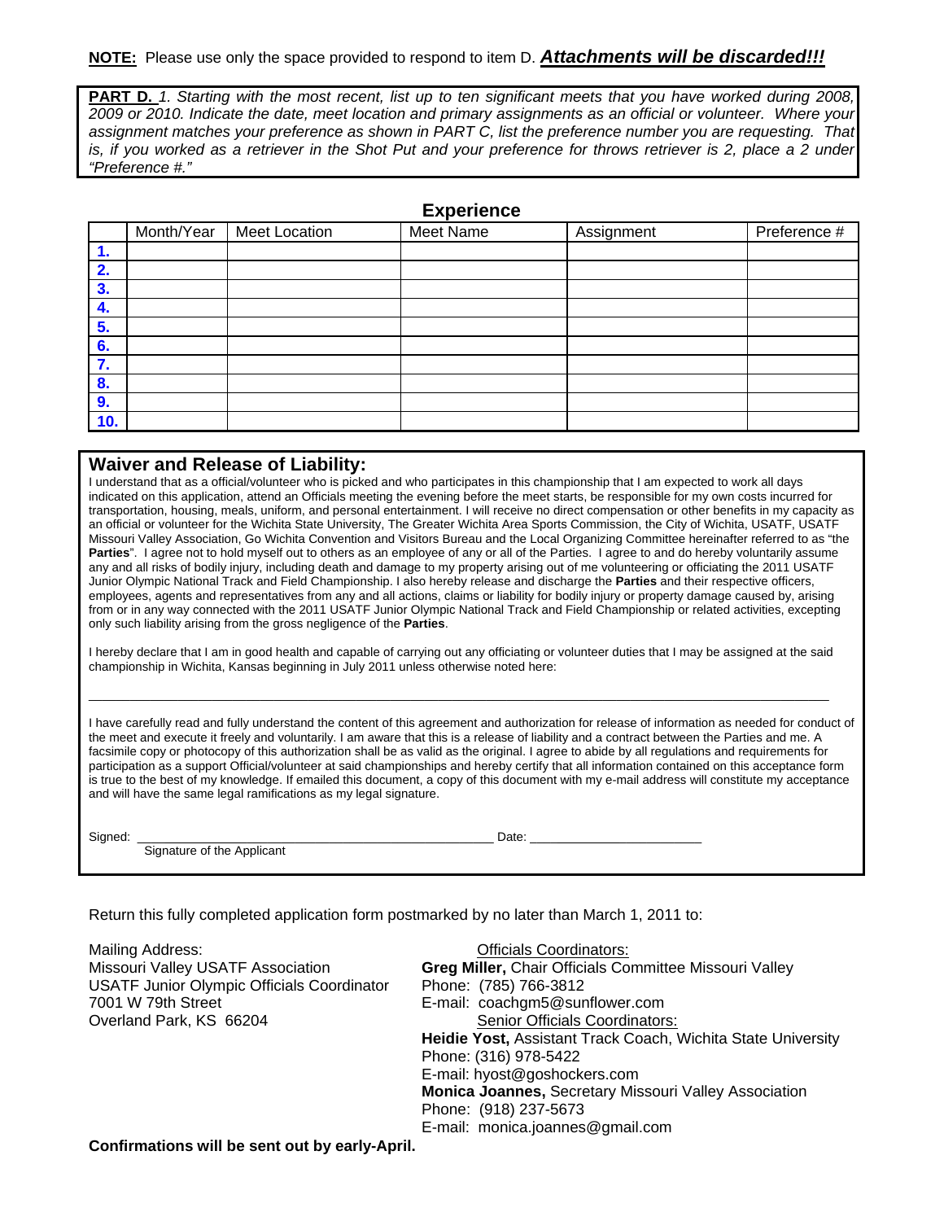**NOTE:** Please use only the space provided to respond to item D. ***Attachments will be discarded!!!***

**PART D.** *1. Starting with the most recent, list up to ten significant meets that you have worked during 2008, 2009 or 2010. Indicate the date, meet location and primary assignments as an official or volunteer. Where your assignment matches your preference as shown in PART C, list the preference number you are requesting. That is, if you worked as a retriever in the Shot Put and your preference for throws retriever is 2, place a 2 under "Preference #."*

## Experience

| | Month/Year | Meet Location | Meet Name | Assignment | Preference # |
|---|---|---|---|---|---|
| **1.** | | | | | |
| **2.** | | | | | |
| **3.** | | | | | |
| **4.** | | | | | |
| **5.** | | | | | |
| **6.** | | | | | |
| **7.** | | | | | |
| **8.** | | | | | |
| **9.** | | | | | |
| **10.** | | | | | |

## Waiver and Release of Liability:

I understand that as a official/volunteer who is picked and who participates in this championship that I am expected to work all days indicated on this application, attend an Officials meeting the evening before the meet starts, be responsible for my own costs incurred for transportation, housing, meals, uniform, and personal entertainment. I will receive no direct compensation or other benefits in my capacity as an official or volunteer for the Wichita State University, The Greater Wichita Area Sports Commission, the City of Wichita, USATF, USATF Missouri Valley Association, Go Wichita Convention and Visitors Bureau and the Local Organizing Committee hereinafter referred to as "the **Parties**". I agree not to hold myself out to others as an employee of any or all of the Parties. I agree to and do hereby voluntarily assume any and all risks of bodily injury, including death and damage to my property arising out of me volunteering or officiating the 2011 USATF Junior Olympic National Track and Field Championship. I also hereby release and discharge the **Parties** and their respective officers, employees, agents and representatives from any and all actions, claims or liability for bodily injury or property damage caused by, arising from or in any way connected with the 2011 USATF Junior Olympic National Track and Field Championship or related activities, excepting only such liability arising from the gross negligence of the **Parties**.

I hereby declare that I am in good health and capable of carrying out any officiating or volunteer duties that I may be assigned at the said championship in Wichita, Kansas beginning in July 2011 unless otherwise noted here:

\_\_\_\_\_\_\_\_\_\_\_\_\_\_\_\_\_\_\_\_\_\_\_\_\_\_\_\_\_\_\_\_\_\_\_\_\_\_\_\_\_\_\_\_\_\_\_\_\_\_\_\_\_\_\_\_\_\_\_\_\_\_\_\_\_\_\_\_\_\_\_\_\_\_\_\_

I have carefully read and fully understand the content of this agreement and authorization for release of information as needed for conduct of the meet and execute it freely and voluntarily. I am aware that this is a release of liability and a contract between the Parties and me. A facsimile copy or photocopy of this authorization shall be as valid as the original. I agree to abide by all regulations and requirements for participation as a support Official/volunteer at said championships and hereby certify that all information contained on this acceptance form is true to the best of my knowledge. If emailed this document, a copy of this document with my e-mail address will constitute my acceptance and will have the same legal ramifications as my legal signature.

Signed: \_\_\_\_\_\_\_\_\_\_\_\_\_\_\_\_\_\_\_\_\_\_\_\_\_\_\_\_\_\_\_\_\_\_\_\_\_\_\_\_\_\_\_\_ Date: \_\_\_\_\_\_\_\_\_\_\_\_\_\_\_\_\_\_\_\_\_\_
Signature of the Applicant

Return this fully completed application form postmarked by no later than March 1, 2011 to:

Mailing Address:
Missouri Valley USATF Association
USATF Junior Olympic Officials Coordinator
7001 W 79th Street
Overland Park, KS 66204

Officials Coordinators:
**Greg Miller,** Chair Officials Committee Missouri Valley
Phone: (785) 766-3812
E-mail: coachgm5@sunflower.com

Senior Officials Coordinators:
**Heidie Yost,** Assistant Track Coach, Wichita State University
Phone: (316) 978-5422
E-mail: hyost@goshockers.com
**Monica Joannes,** Secretary Missouri Valley Association
Phone: (918) 237-5673
E-mail: monica.joannes@gmail.com

**Confirmations will be sent out by early-April.**